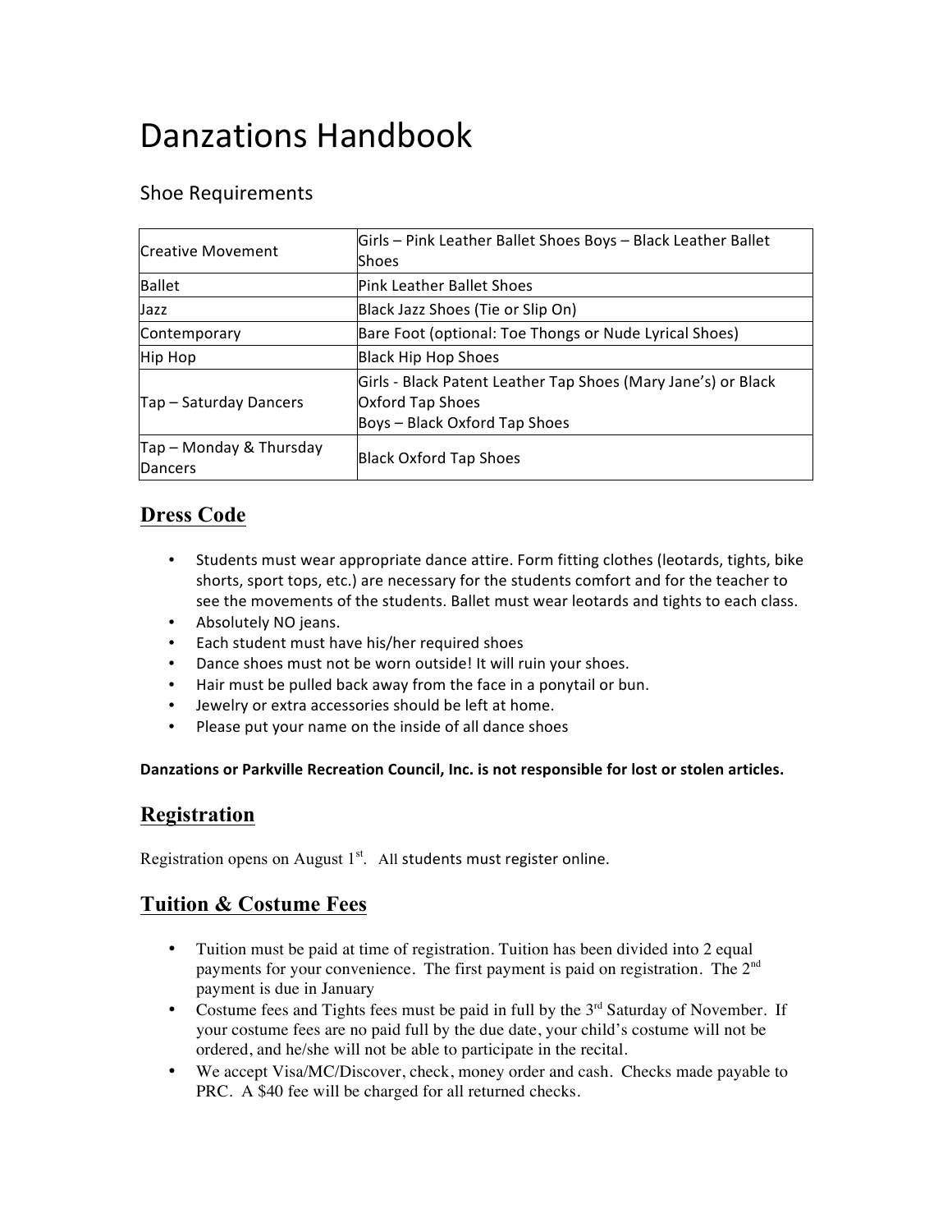# Danzations Handbook

## Shoe Requirements

| | |
|---|---|
| Creative Movement | Girls – Pink Leather Ballet Shoes Boys – Black Leather Ballet Shoes |
| Ballet | Pink Leather Ballet Shoes |
| Jazz | Black Jazz Shoes (Tie or Slip On) |
| Contemporary | Bare Foot (optional: Toe Thongs or Nude Lyrical Shoes) |
| Hip Hop | Black Hip Hop Shoes |
| Tap – Saturday Dancers | Girls - Black Patent Leather Tap Shoes (Mary Jane's) or Black Oxford Tap Shoes<br>Boys – Black Oxford Tap Shoes |
| Tap – Monday & Thursday Dancers | Black Oxford Tap Shoes |

## Dress Code

- Students must wear appropriate dance attire. Form fitting clothes (leotards, tights, bike shorts, sport tops, etc.) are necessary for the students comfort and for the teacher to see the movements of the students. Ballet must wear leotards and tights to each class.
- Absolutely NO jeans.
- Each student must have his/her required shoes
- Dance shoes must not be worn outside! It will ruin your shoes.
- Hair must be pulled back away from the face in a ponytail or bun.
- Jewelry or extra accessories should be left at home.
- Please put your name on the inside of all dance shoes

**Danzations or Parkville Recreation Council, Inc. is not responsible for lost or stolen articles.**

## Registration

Registration opens on August 1st. All students must register online.

## Tuition & Costume Fees

- Tuition must be paid at time of registration. Tuition has been divided into 2 equal payments for your convenience. The first payment is paid on registration. The 2nd payment is due in January
- Costume fees and Tights fees must be paid in full by the 3rd Saturday of November. If your costume fees are no paid full by the due date, your child's costume will not be ordered, and he/she will not be able to participate in the recital.
- We accept Visa/MC/Discover, check, money order and cash. Checks made payable to PRC. A $40 fee will be charged for all returned checks.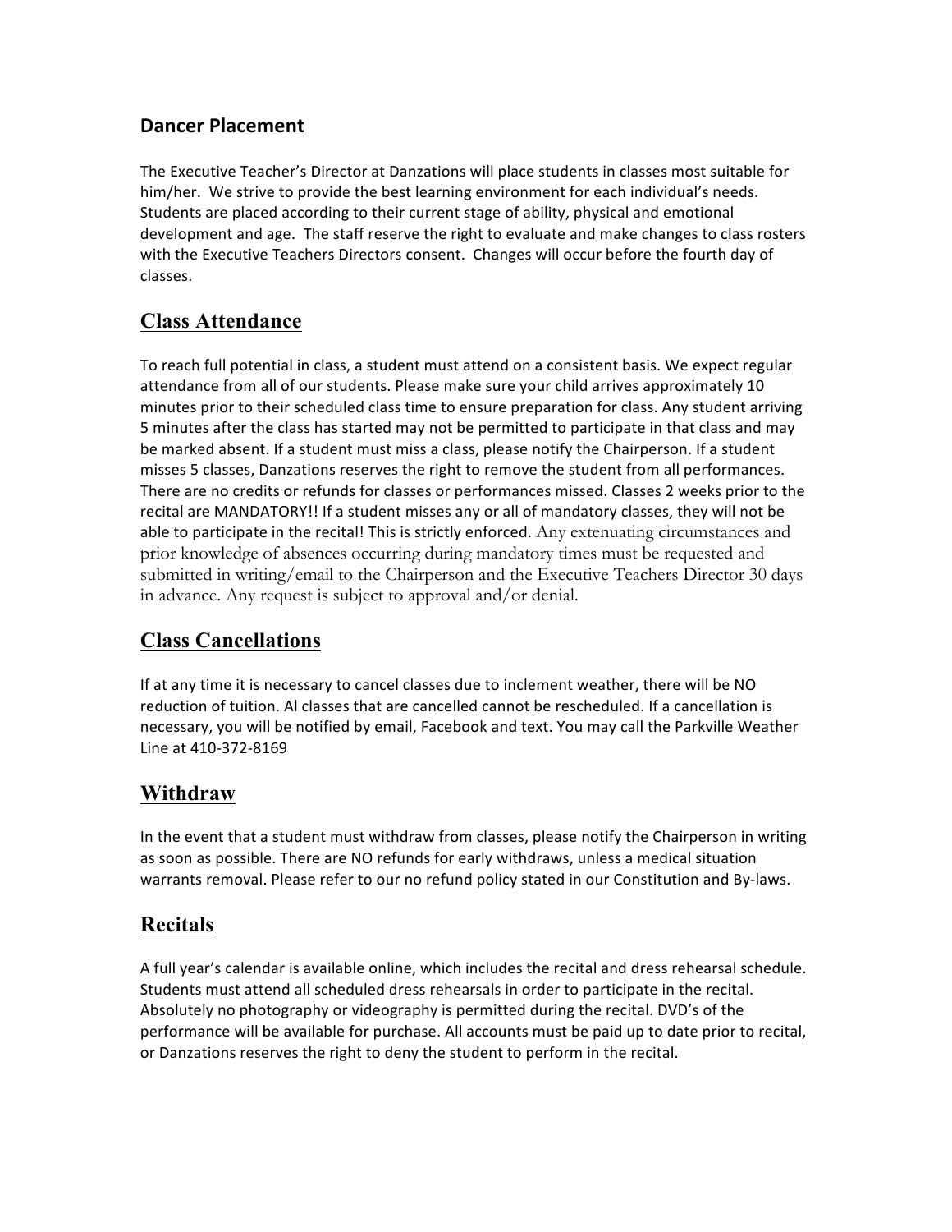## Dancer Placement

The Executive Teacher's Director at Danzations will place students in classes most suitable for him/her. We strive to provide the best learning environment for each individual's needs. Students are placed according to their current stage of ability, physical and emotional development and age. The staff reserve the right to evaluate and make changes to class rosters with the Executive Teachers Directors consent. Changes will occur before the fourth day of classes.

## Class Attendance

To reach full potential in class, a student must attend on a consistent basis. We expect regular attendance from all of our students. Please make sure your child arrives approximately 10 minutes prior to their scheduled class time to ensure preparation for class. Any student arriving 5 minutes after the class has started may not be permitted to participate in that class and may be marked absent. If a student must miss a class, please notify the Chairperson. If a student misses 5 classes, Danzations reserves the right to remove the student from all performances. There are no credits or refunds for classes or performances missed. Classes 2 weeks prior to the recital are MANDATORY!! If a student misses any or all of mandatory classes, they will not be able to participate in the recital! This is strictly enforced. Any extenuating circumstances and prior knowledge of absences occurring during mandatory times must be requested and submitted in writing/email to the Chairperson and the Executive Teachers Director 30 days in advance. Any request is subject to approval and/or denial.

## Class Cancellations

If at any time it is necessary to cancel classes due to inclement weather, there will be NO reduction of tuition. Al classes that are cancelled cannot be rescheduled. If a cancellation is necessary, you will be notified by email, Facebook and text. You may call the Parkville Weather Line at 410-372-8169

## Withdraw

In the event that a student must withdraw from classes, please notify the Chairperson in writing as soon as possible. There are NO refunds for early withdraws, unless a medical situation warrants removal. Please refer to our no refund policy stated in our Constitution and By-laws.

## Recitals

A full year's calendar is available online, which includes the recital and dress rehearsal schedule. Students must attend all scheduled dress rehearsals in order to participate in the recital. Absolutely no photography or videography is permitted during the recital. DVD's of the performance will be available for purchase. All accounts must be paid up to date prior to recital, or Danzations reserves the right to deny the student to perform in the recital.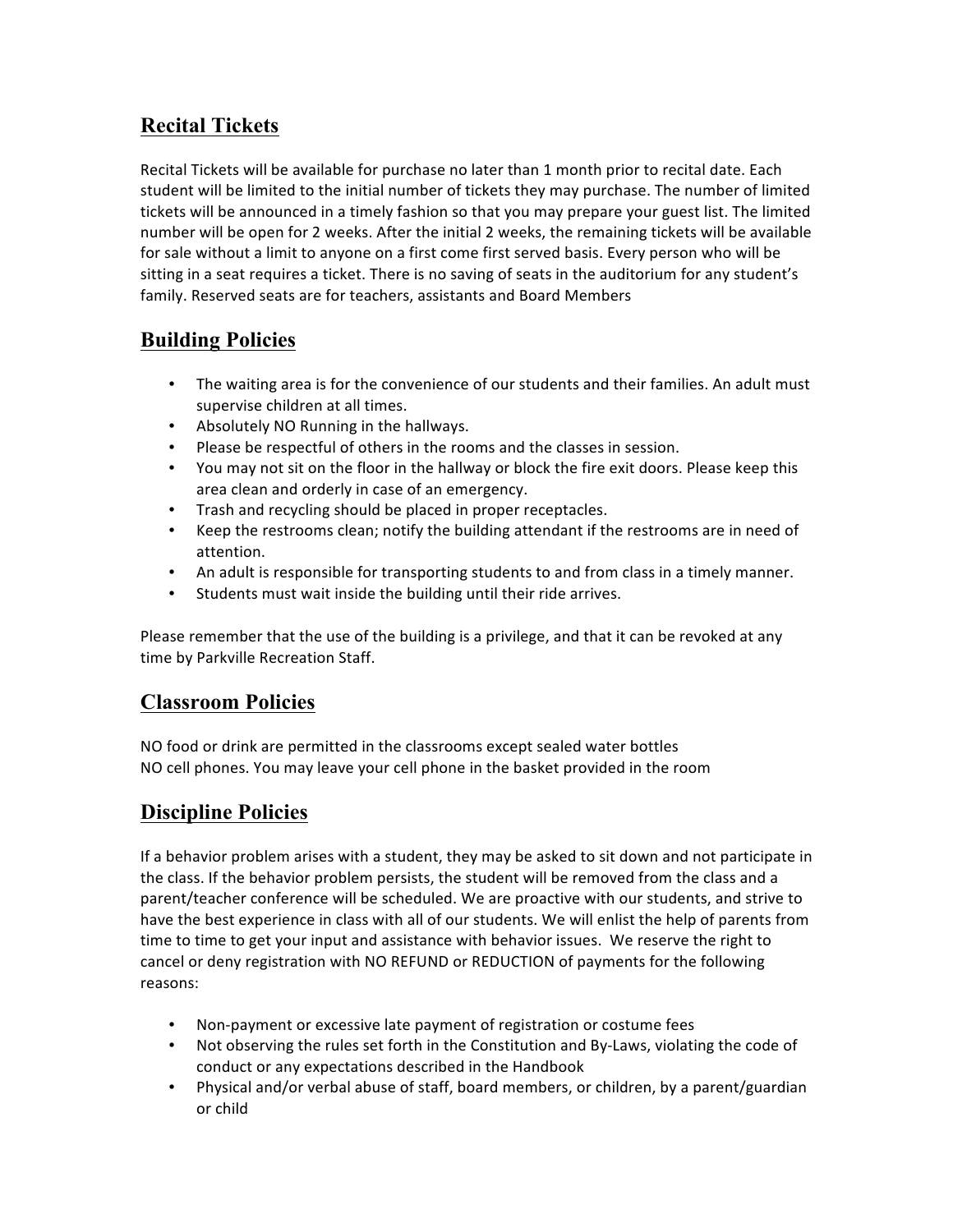## Recital Tickets

Recital Tickets will be available for purchase no later than 1 month prior to recital date. Each student will be limited to the initial number of tickets they may purchase. The number of limited tickets will be announced in a timely fashion so that you may prepare your guest list. The limited number will be open for 2 weeks. After the initial 2 weeks, the remaining tickets will be available for sale without a limit to anyone on a first come first served basis. Every person who will be sitting in a seat requires a ticket. There is no saving of seats in the auditorium for any student's family. Reserved seats are for teachers, assistants and Board Members

## Building Policies

- The waiting area is for the convenience of our students and their families. An adult must supervise children at all times.
- Absolutely NO Running in the hallways.
- Please be respectful of others in the rooms and the classes in session.
- You may not sit on the floor in the hallway or block the fire exit doors. Please keep this area clean and orderly in case of an emergency.
- Trash and recycling should be placed in proper receptacles.
- Keep the restrooms clean; notify the building attendant if the restrooms are in need of attention.
- An adult is responsible for transporting students to and from class in a timely manner.
- Students must wait inside the building until their ride arrives.

Please remember that the use of the building is a privilege, and that it can be revoked at any time by Parkville Recreation Staff.

## Classroom Policies

NO food or drink are permitted in the classrooms except sealed water bottles
NO cell phones. You may leave your cell phone in the basket provided in the room

## Discipline Policies

If a behavior problem arises with a student, they may be asked to sit down and not participate in the class. If the behavior problem persists, the student will be removed from the class and a parent/teacher conference will be scheduled. We are proactive with our students, and strive to have the best experience in class with all of our students. We will enlist the help of parents from time to time to get your input and assistance with behavior issues. We reserve the right to cancel or deny registration with NO REFUND or REDUCTION of payments for the following reasons:

- Non-payment or excessive late payment of registration or costume fees
- Not observing the rules set forth in the Constitution and By-Laws, violating the code of conduct or any expectations described in the Handbook
- Physical and/or verbal abuse of staff, board members, or children, by a parent/guardian or child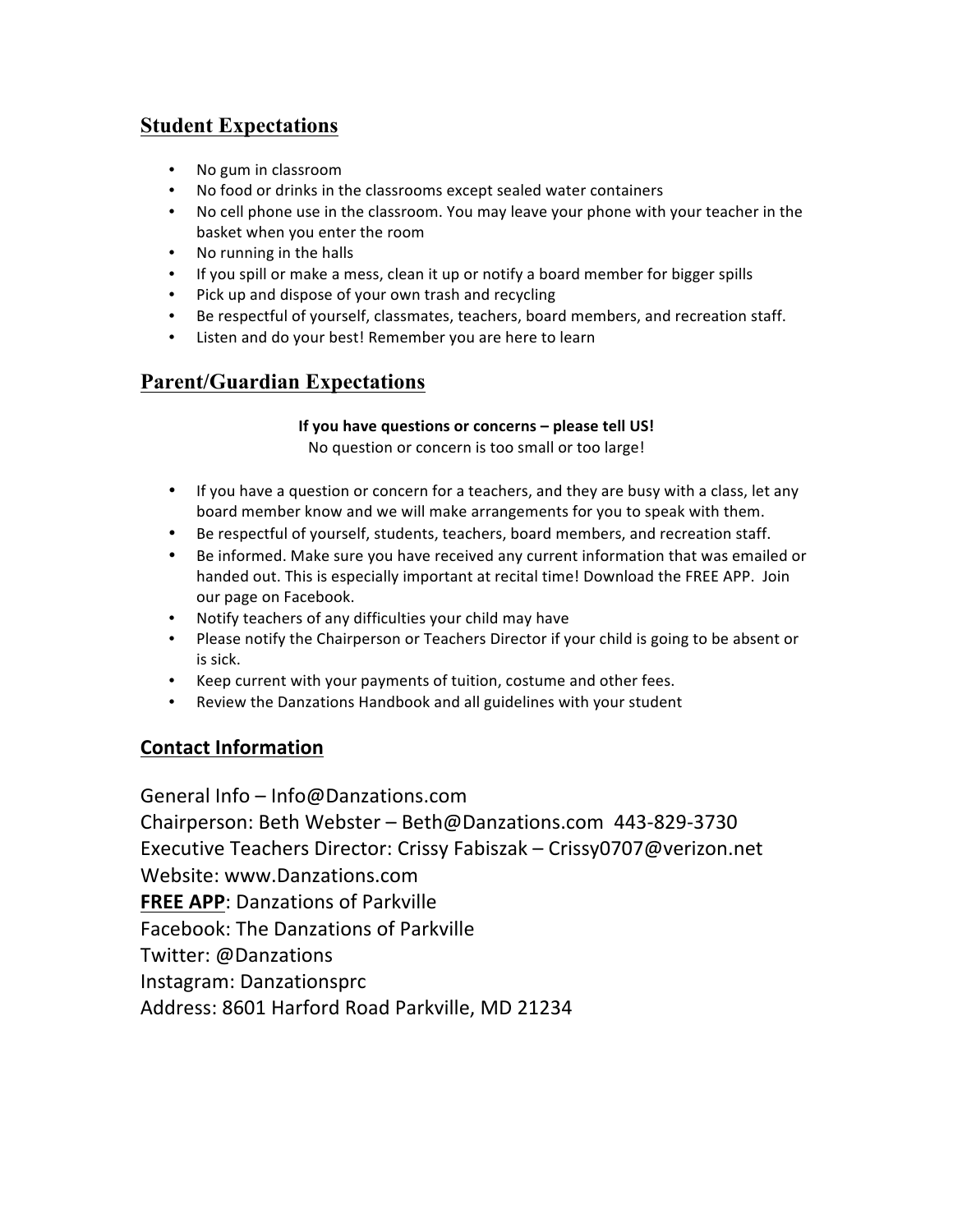## Student Expectations

- No gum in classroom
- No food or drinks in the classrooms except sealed water containers
- No cell phone use in the classroom. You may leave your phone with your teacher in the basket when you enter the room
- No running in the halls
- If you spill or make a mess, clean it up or notify a board member for bigger spills
- Pick up and dispose of your own trash and recycling
- Be respectful of yourself, classmates, teachers, board members, and recreation staff.
- Listen and do your best! Remember you are here to learn

## Parent/Guardian Expectations

**If you have questions or concerns – please tell US!**
No question or concern is too small or too large!

- If you have a question or concern for a teachers, and they are busy with a class, let any board member know and we will make arrangements for you to speak with them.
- Be respectful of yourself, students, teachers, board members, and recreation staff.
- Be informed. Make sure you have received any current information that was emailed or handed out. This is especially important at recital time! Download the FREE APP. Join our page on Facebook.
- Notify teachers of any difficulties your child may have
- Please notify the Chairperson or Teachers Director if your child is going to be absent or is sick.
- Keep current with your payments of tuition, costume and other fees.
- Review the Danzations Handbook and all guidelines with your student

## Contact Information

General Info – Info@Danzations.com
Chairperson: Beth Webster – Beth@Danzations.com 443-829-3730
Executive Teachers Director: Crissy Fabiszak – Crissy0707@verizon.net
Website: www.Danzations.com
**FREE APP**: Danzations of Parkville
Facebook: The Danzations of Parkville
Twitter: @Danzations
Instagram: Danzationsprc
Address: 8601 Harford Road Parkville, MD 21234